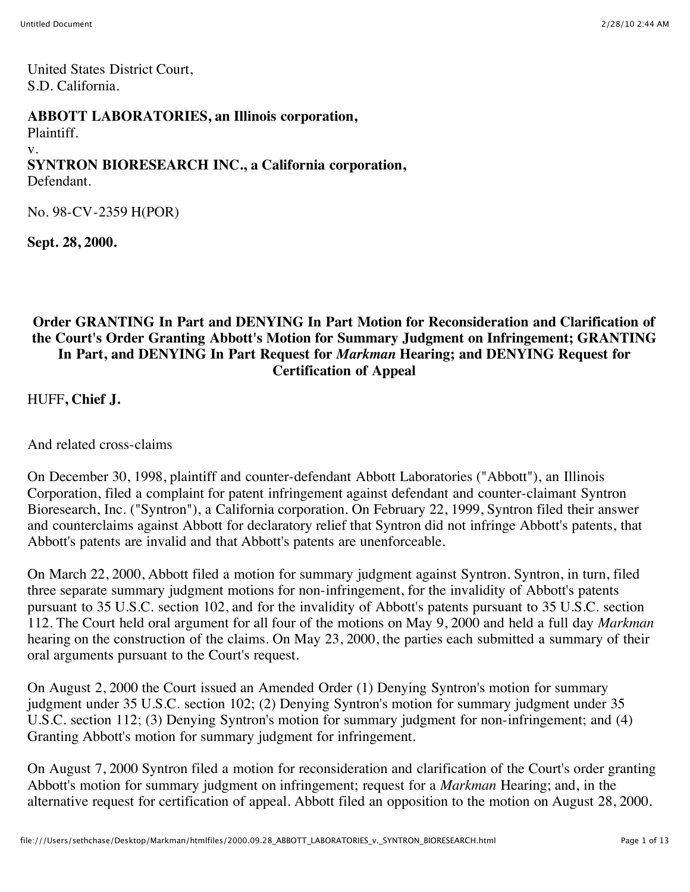United States District Court,
S.D. California.

**ABBOTT LABORATORIES, an Illinois corporation,**
Plaintiff.
v.
**SYNTRON BIORESEARCH INC., a California corporation,**
Defendant.

No. 98-CV-2359 H(POR)

**Sept. 28, 2000.**

**Order GRANTING In Part and DENYING In Part Motion for Reconsideration and Clarification of the Court's Order Granting Abbott's Motion for Summary Judgment on Infringement; GRANTING In Part, and DENYING In Part Request for *Markman* Hearing; and DENYING Request for Certification of Appeal**

HUFF, **Chief J.**

And related cross-claims

On December 30, 1998, plaintiff and counter-defendant Abbott Laboratories ("Abbott"), an Illinois Corporation, filed a complaint for patent infringement against defendant and counter-claimant Syntron Bioresearch, Inc. ("Syntron"), a California corporation. On February 22, 1999, Syntron filed their answer and counterclaims against Abbott for declaratory relief that Syntron did not infringe Abbott's patents, that Abbott's patents are invalid and that Abbott's patents are unenforceable.

On March 22, 2000, Abbott filed a motion for summary judgment against Syntron. Syntron, in turn, filed three separate summary judgment motions for non-infringement, for the invalidity of Abbott's patents pursuant to 35 U.S.C. section 102, and for the invalidity of Abbott's patents pursuant to 35 U.S.C. section 112. The Court held oral argument for all four of the motions on May 9, 2000 and held a full day *Markman* hearing on the construction of the claims. On May 23, 2000, the parties each submitted a summary of their oral arguments pursuant to the Court's request.

On August 2, 2000 the Court issued an Amended Order (1) Denying Syntron's motion for summary judgment under 35 U.S.C. section 102; (2) Denying Syntron's motion for summary judgment under 35 U.S.C. section 112; (3) Denying Syntron's motion for summary judgment for non-infringement; and (4) Granting Abbott's motion for summary judgment for infringement.

On August 7, 2000 Syntron filed a motion for reconsideration and clarification of the Court's order granting Abbott's motion for summary judgment on infringement; request for a *Markman* Hearing; and, in the alternative request for certification of appeal. Abbott filed an opposition to the motion on August 28, 2000.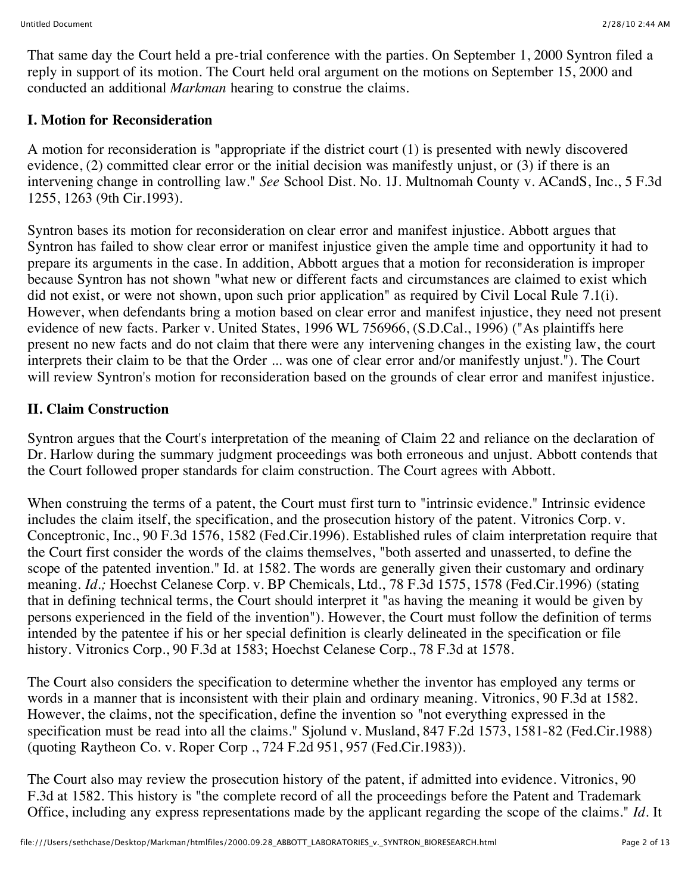That same day the Court held a pre-trial conference with the parties. On September 1, 2000 Syntron filed a reply in support of its motion. The Court held oral argument on the motions on September 15, 2000 and conducted an additional *Markman* hearing to construe the claims.

## I. Motion for Reconsideration

A motion for reconsideration is "appropriate if the district court (1) is presented with newly discovered evidence, (2) committed clear error or the initial decision was manifestly unjust, or (3) if there is an intervening change in controlling law." *See* School Dist. No. 1J. Multnomah County v. ACandS, Inc., 5 F.3d 1255, 1263 (9th Cir.1993).

Syntron bases its motion for reconsideration on clear error and manifest injustice. Abbott argues that Syntron has failed to show clear error or manifest injustice given the ample time and opportunity it had to prepare its arguments in the case. In addition, Abbott argues that a motion for reconsideration is improper because Syntron has not shown "what new or different facts and circumstances are claimed to exist which did not exist, or were not shown, upon such prior application" as required by Civil Local Rule 7.1(i). However, when defendants bring a motion based on clear error and manifest injustice, they need not present evidence of new facts. Parker v. United States, 1996 WL 756966, (S.D.Cal., 1996) ("As plaintiffs here present no new facts and do not claim that there were any intervening changes in the existing law, the court interprets their claim to be that the Order ... was one of clear error and/or manifestly unjust."). The Court will review Syntron's motion for reconsideration based on the grounds of clear error and manifest injustice.

## II. Claim Construction

Syntron argues that the Court's interpretation of the meaning of Claim 22 and reliance on the declaration of Dr. Harlow during the summary judgment proceedings was both erroneous and unjust. Abbott contends that the Court followed proper standards for claim construction. The Court agrees with Abbott.

When construing the terms of a patent, the Court must first turn to "intrinsic evidence." Intrinsic evidence includes the claim itself, the specification, and the prosecution history of the patent. Vitronics Corp. v. Conceptronic, Inc., 90 F.3d 1576, 1582 (Fed.Cir.1996). Established rules of claim interpretation require that the Court first consider the words of the claims themselves, "both asserted and unasserted, to define the scope of the patented invention." Id. at 1582. The words are generally given their customary and ordinary meaning. *Id.;* Hoechst Celanese Corp. v. BP Chemicals, Ltd., 78 F.3d 1575, 1578 (Fed.Cir.1996) (stating that in defining technical terms, the Court should interpret it "as having the meaning it would be given by persons experienced in the field of the invention"). However, the Court must follow the definition of terms intended by the patentee if his or her special definition is clearly delineated in the specification or file history. Vitronics Corp., 90 F.3d at 1583; Hoechst Celanese Corp., 78 F.3d at 1578.

The Court also considers the specification to determine whether the inventor has employed any terms or words in a manner that is inconsistent with their plain and ordinary meaning. Vitronics, 90 F.3d at 1582. However, the claims, not the specification, define the invention so "not everything expressed in the specification must be read into all the claims." Sjolund v. Musland, 847 F.2d 1573, 1581-82 (Fed.Cir.1988) (quoting Raytheon Co. v. Roper Corp ., 724 F.2d 951, 957 (Fed.Cir.1983)).

The Court also may review the prosecution history of the patent, if admitted into evidence. Vitronics, 90 F.3d at 1582. This history is "the complete record of all the proceedings before the Patent and Trademark Office, including any express representations made by the applicant regarding the scope of the claims." *Id.* It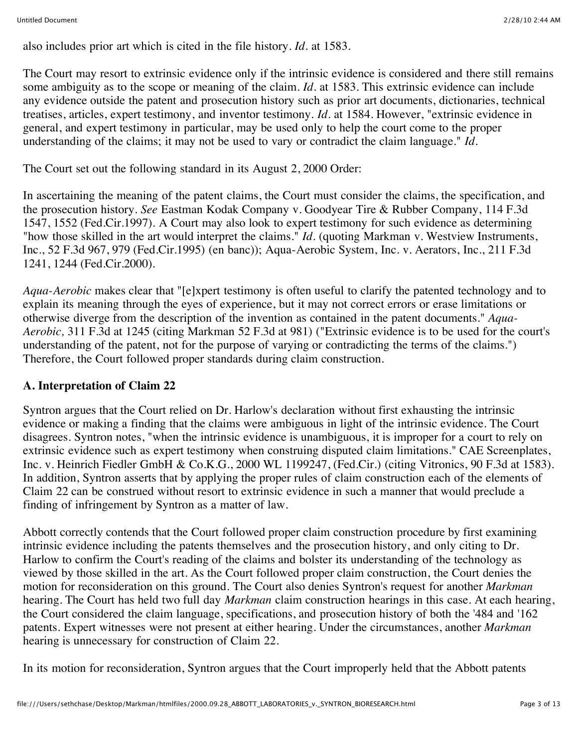also includes prior art which is cited in the file history. *Id*. at 1583.

The Court may resort to extrinsic evidence only if the intrinsic evidence is considered and there still remains some ambiguity as to the scope or meaning of the claim. *Id*. at 1583. This extrinsic evidence can include any evidence outside the patent and prosecution history such as prior art documents, dictionaries, technical treatises, articles, expert testimony, and inventor testimony. *Id*. at 1584. However, "extrinsic evidence in general, and expert testimony in particular, may be used only to help the court come to the proper understanding of the claims; it may not be used to vary or contradict the claim language." *Id*.

The Court set out the following standard in its August 2, 2000 Order:

In ascertaining the meaning of the patent claims, the Court must consider the claims, the specification, and the prosecution history. *See* Eastman Kodak Company v. Goodyear Tire & Rubber Company, 114 F.3d 1547, 1552 (Fed.Cir.1997). A Court may also look to expert testimony for such evidence as determining "how those skilled in the art would interpret the claims." *Id*. (quoting Markman v. Westview Instruments, Inc., 52 F.3d 967, 979 (Fed.Cir.1995) (en banc)); Aqua-Aerobic System, Inc. v. Aerators, Inc., 211 F.3d 1241, 1244 (Fed.Cir.2000).

*Aqua-Aerobic* makes clear that "[e]xpert testimony is often useful to clarify the patented technology and to explain its meaning through the eyes of experience, but it may not correct errors or erase limitations or otherwise diverge from the description of the invention as contained in the patent documents." *Aqua-Aerobic,* 311 F.3d at 1245 (citing Markman 52 F.3d at 981) ("Extrinsic evidence is to be used for the court's understanding of the patent, not for the purpose of varying or contradicting the terms of the claims.") Therefore, the Court followed proper standards during claim construction.

**A. Interpretation of Claim 22**

Syntron argues that the Court relied on Dr. Harlow's declaration without first exhausting the intrinsic evidence or making a finding that the claims were ambiguous in light of the intrinsic evidence. The Court disagrees. Syntron notes, "when the intrinsic evidence is unambiguous, it is improper for a court to rely on extrinsic evidence such as expert testimony when construing disputed claim limitations." CAE Screenplates, Inc. v. Heinrich Fiedler GmbH & Co.K.G., 2000 WL 1199247, (Fed.Cir.) (citing Vitronics, 90 F.3d at 1583). In addition, Syntron asserts that by applying the proper rules of claim construction each of the elements of Claim 22 can be construed without resort to extrinsic evidence in such a manner that would preclude a finding of infringement by Syntron as a matter of law.

Abbott correctly contends that the Court followed proper claim construction procedure by first examining intrinsic evidence including the patents themselves and the prosecution history, and only citing to Dr. Harlow to confirm the Court's reading of the claims and bolster its understanding of the technology as viewed by those skilled in the art. As the Court followed proper claim construction, the Court denies the motion for reconsideration on this ground. The Court also denies Syntron's request for another *Markman* hearing. The Court has held two full day *Markman* claim construction hearings in this case. At each hearing, the Court considered the claim language, specifications, and prosecution history of both the '484 and '162 patents. Expert witnesses were not present at either hearing. Under the circumstances, another *Markman* hearing is unnecessary for construction of Claim 22.

In its motion for reconsideration, Syntron argues that the Court improperly held that the Abbott patents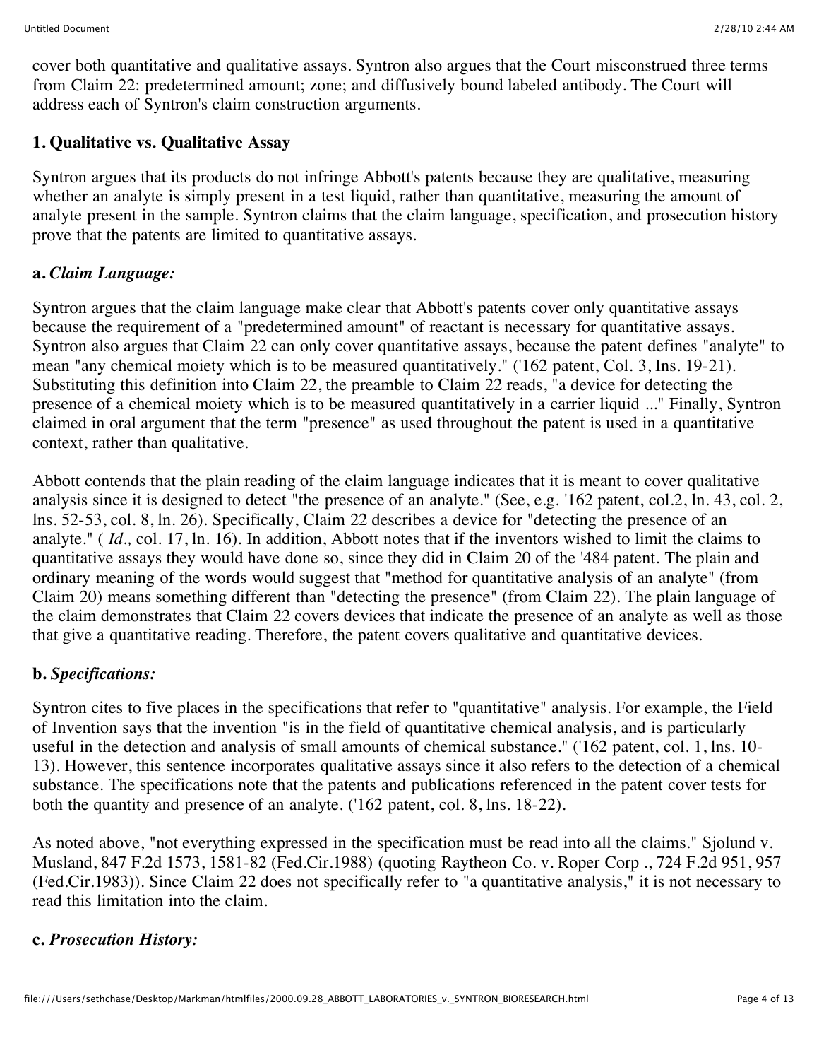cover both quantitative and qualitative assays. Syntron also argues that the Court misconstrued three terms from Claim 22: predetermined amount; zone; and diffusively bound labeled antibody. The Court will address each of Syntron's claim construction arguments.

**1. Qualitative vs. Qualitative Assay**

Syntron argues that its products do not infringe Abbott's patents because they are qualitative, measuring whether an analyte is simply present in a test liquid, rather than quantitative, measuring the amount of analyte present in the sample. Syntron claims that the claim language, specification, and prosecution history prove that the patents are limited to quantitative assays.

**a.** ***Claim Language:***

Syntron argues that the claim language make clear that Abbott's patents cover only quantitative assays because the requirement of a "predetermined amount" of reactant is necessary for quantitative assays. Syntron also argues that Claim 22 can only cover quantitative assays, because the patent defines "analyte" to mean "any chemical moiety which is to be measured quantitatively." ('162 patent, Col. 3, lns. 19-21). Substituting this definition into Claim 22, the preamble to Claim 22 reads, "a device for detecting the presence of a chemical moiety which is to be measured quantitatively in a carrier liquid ..." Finally, Syntron claimed in oral argument that the term "presence" as used throughout the patent is used in a quantitative context, rather than qualitative.

Abbott contends that the plain reading of the claim language indicates that it is meant to cover qualitative analysis since it is designed to detect "the presence of an analyte." (See, e.g. '162 patent, col.2, ln. 43, col. 2, lns. 52-53, col. 8, ln. 26). Specifically, Claim 22 describes a device for "detecting the presence of an analyte." ( *Id.,* col. 17, ln. 16). In addition, Abbott notes that if the inventors wished to limit the claims to quantitative assays they would have done so, since they did in Claim 20 of the '484 patent. The plain and ordinary meaning of the words would suggest that "method for quantitative analysis of an analyte" (from Claim 20) means something different than "detecting the presence" (from Claim 22). The plain language of the claim demonstrates that Claim 22 covers devices that indicate the presence of an analyte as well as those that give a quantitative reading. Therefore, the patent covers qualitative and quantitative devices.

**b.** ***Specifications:***

Syntron cites to five places in the specifications that refer to "quantitative" analysis. For example, the Field of Invention says that the invention "is in the field of quantitative chemical analysis, and is particularly useful in the detection and analysis of small amounts of chemical substance." ('162 patent, col. 1, lns. 10-13). However, this sentence incorporates qualitative assays since it also refers to the detection of a chemical substance. The specifications note that the patents and publications referenced in the patent cover tests for both the quantity and presence of an analyte. ('162 patent, col. 8, lns. 18-22).

As noted above, "not everything expressed in the specification must be read into all the claims." Sjolund v. Musland, 847 F.2d 1573, 1581-82 (Fed.Cir.1988) (quoting Raytheon Co. v. Roper Corp ., 724 F.2d 951, 957 (Fed.Cir.1983)). Since Claim 22 does not specifically refer to "a quantitative analysis," it is not necessary to read this limitation into the claim.

**c.** ***Prosecution History:***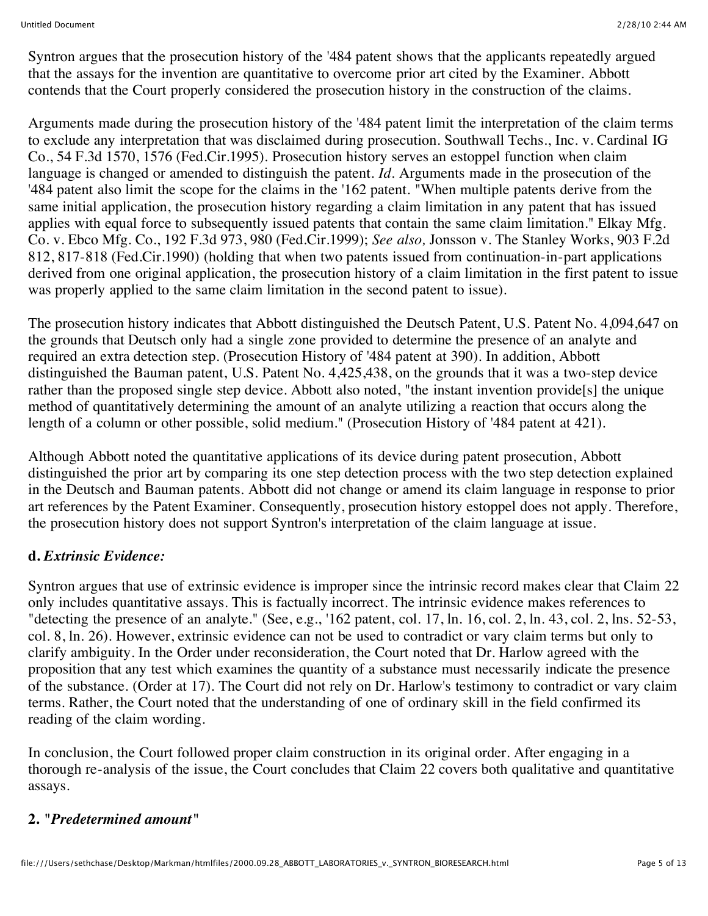Syntron argues that the prosecution history of the '484 patent shows that the applicants repeatedly argued that the assays for the invention are quantitative to overcome prior art cited by the Examiner. Abbott contends that the Court properly considered the prosecution history in the construction of the claims.

Arguments made during the prosecution history of the '484 patent limit the interpretation of the claim terms to exclude any interpretation that was disclaimed during prosecution. Southwall Techs., Inc. v. Cardinal IG Co., 54 F.3d 1570, 1576 (Fed.Cir.1995). Prosecution history serves an estoppel function when claim language is changed or amended to distinguish the patent. *Id.* Arguments made in the prosecution of the '484 patent also limit the scope for the claims in the '162 patent. "When multiple patents derive from the same initial application, the prosecution history regarding a claim limitation in any patent that has issued applies with equal force to subsequently issued patents that contain the same claim limitation." Elkay Mfg. Co. v. Ebco Mfg. Co., 192 F.3d 973, 980 (Fed.Cir.1999); *See also,* Jonsson v. The Stanley Works, 903 F.2d 812, 817-818 (Fed.Cir.1990) (holding that when two patents issued from continuation-in-part applications derived from one original application, the prosecution history of a claim limitation in the first patent to issue was properly applied to the same claim limitation in the second patent to issue).

The prosecution history indicates that Abbott distinguished the Deutsch Patent, U.S. Patent No. 4,094,647 on the grounds that Deutsch only had a single zone provided to determine the presence of an analyte and required an extra detection step. (Prosecution History of '484 patent at 390). In addition, Abbott distinguished the Bauman patent, U.S. Patent No. 4,425,438, on the grounds that it was a two-step device rather than the proposed single step device. Abbott also noted, "the instant invention provide[s] the unique method of quantitatively determining the amount of an analyte utilizing a reaction that occurs along the length of a column or other possible, solid medium." (Prosecution History of '484 patent at 421).

Although Abbott noted the quantitative applications of its device during patent prosecution, Abbott distinguished the prior art by comparing its one step detection process with the two step detection explained in the Deutsch and Bauman patents. Abbott did not change or amend its claim language in response to prior art references by the Patent Examiner. Consequently, prosecution history estoppel does not apply. Therefore, the prosecution history does not support Syntron's interpretation of the claim language at issue.

### d. *Extrinsic Evidence:*

Syntron argues that use of extrinsic evidence is improper since the intrinsic record makes clear that Claim 22 only includes quantitative assays. This is factually incorrect. The intrinsic evidence makes references to "detecting the presence of an analyte." (See, e.g., '162 patent, col. 17, ln. 16, col. 2, ln. 43, col. 2, lns. 52-53, col. 8, ln. 26). However, extrinsic evidence can not be used to contradict or vary claim terms but only to clarify ambiguity. In the Order under reconsideration, the Court noted that Dr. Harlow agreed with the proposition that any test which examines the quantity of a substance must necessarily indicate the presence of the substance. (Order at 17). The Court did not rely on Dr. Harlow's testimony to contradict or vary claim terms. Rather, the Court noted that the understanding of one of ordinary skill in the field confirmed its reading of the claim wording.

In conclusion, the Court followed proper claim construction in its original order. After engaging in a thorough re-analysis of the issue, the Court concludes that Claim 22 covers both qualitative and quantitative assays.

### 2. "*Predetermined amount*"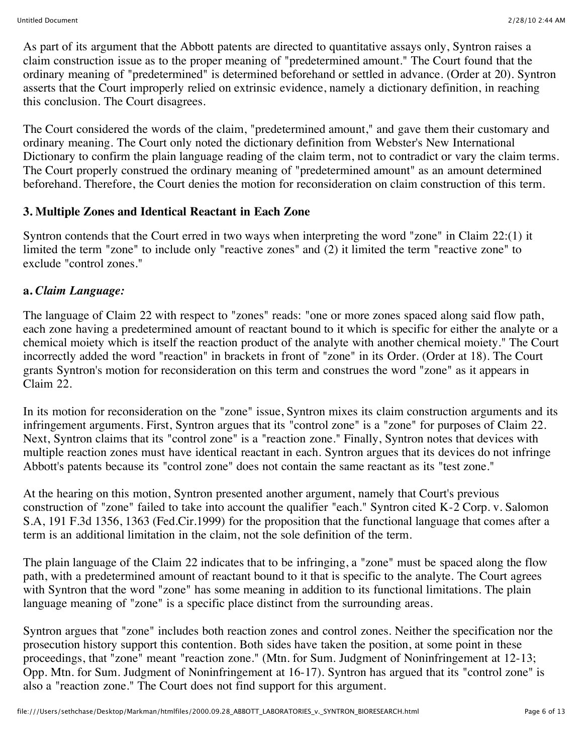As part of its argument that the Abbott patents are directed to quantitative assays only, Syntron raises a claim construction issue as to the proper meaning of "predetermined amount." The Court found that the ordinary meaning of "predetermined" is determined beforehand or settled in advance. (Order at 20). Syntron asserts that the Court improperly relied on extrinsic evidence, namely a dictionary definition, in reaching this conclusion. The Court disagrees.

The Court considered the words of the claim, "predetermined amount," and gave them their customary and ordinary meaning. The Court only noted the dictionary definition from Webster's New International Dictionary to confirm the plain language reading of the claim term, not to contradict or vary the claim terms. The Court properly construed the ordinary meaning of "predetermined amount" as an amount determined beforehand. Therefore, the Court denies the motion for reconsideration on claim construction of this term.

### 3. Multiple Zones and Identical Reactant in Each Zone

Syntron contends that the Court erred in two ways when interpreting the word "zone" in Claim 22:(1) it limited the term "zone" to include only "reactive zones" and (2) it limited the term "reactive zone" to exclude "control zones."

#### a. *Claim Language:*

The language of Claim 22 with respect to "zones" reads: "one or more zones spaced along said flow path, each zone having a predetermined amount of reactant bound to it which is specific for either the analyte or a chemical moiety which is itself the reaction product of the analyte with another chemical moiety." The Court incorrectly added the word "reaction" in brackets in front of "zone" in its Order. (Order at 18). The Court grants Syntron's motion for reconsideration on this term and construes the word "zone" as it appears in Claim 22.

In its motion for reconsideration on the "zone" issue, Syntron mixes its claim construction arguments and its infringement arguments. First, Syntron argues that its "control zone" is a "zone" for purposes of Claim 22. Next, Syntron claims that its "control zone" is a "reaction zone." Finally, Syntron notes that devices with multiple reaction zones must have identical reactant in each. Syntron argues that its devices do not infringe Abbott's patents because its "control zone" does not contain the same reactant as its "test zone."

At the hearing on this motion, Syntron presented another argument, namely that Court's previous construction of "zone" failed to take into account the qualifier "each." Syntron cited K-2 Corp. v. Salomon S.A, 191 F.3d 1356, 1363 (Fed.Cir.1999) for the proposition that the functional language that comes after a term is an additional limitation in the claim, not the sole definition of the term.

The plain language of the Claim 22 indicates that to be infringing, a "zone" must be spaced along the flow path, with a predetermined amount of reactant bound to it that is specific to the analyte. The Court agrees with Syntron that the word "zone" has some meaning in addition to its functional limitations. The plain language meaning of "zone" is a specific place distinct from the surrounding areas.

Syntron argues that "zone" includes both reaction zones and control zones. Neither the specification nor the prosecution history support this contention. Both sides have taken the position, at some point in these proceedings, that "zone" meant "reaction zone." (Mtn. for Sum. Judgment of Noninfringement at 12-13; Opp. Mtn. for Sum. Judgment of Noninfringement at 16-17). Syntron has argued that its "control zone" is also a "reaction zone." The Court does not find support for this argument.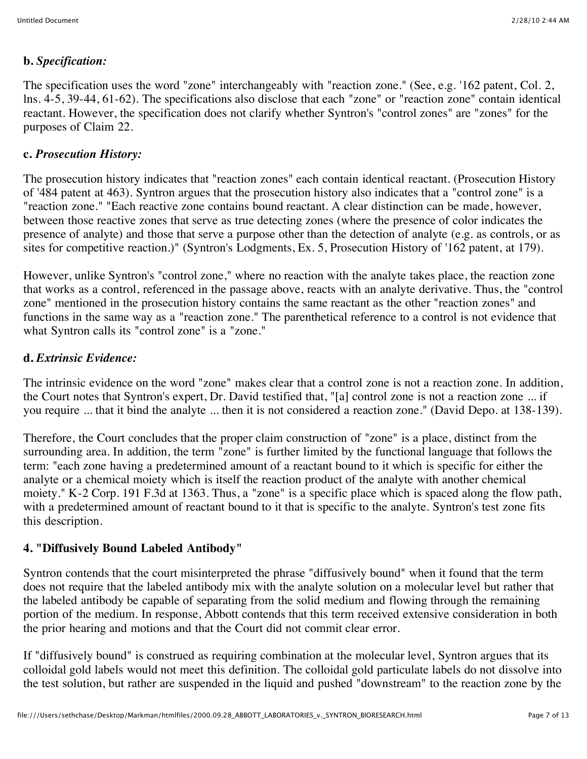**b.** ***Specification:***

The specification uses the word "zone" interchangeably with "reaction zone." (See, e.g. '162 patent, Col. 2, lns. 4-5, 39-44, 61-62). The specifications also disclose that each "zone" or "reaction zone" contain identical reactant. However, the specification does not clarify whether Syntron's "control zones" are "zones" for the purposes of Claim 22.

**c.** ***Prosecution History:***

The prosecution history indicates that "reaction zones" each contain identical reactant. (Prosecution History of '484 patent at 463). Syntron argues that the prosecution history also indicates that a "control zone" is a "reaction zone." "Each reactive zone contains bound reactant. A clear distinction can be made, however, between those reactive zones that serve as true detecting zones (where the presence of color indicates the presence of analyte) and those that serve a purpose other than the detection of analyte (e.g. as controls, or as sites for competitive reaction.)" (Syntron's Lodgments, Ex. 5, Prosecution History of '162 patent, at 179).

However, unlike Syntron's "control zone," where no reaction with the analyte takes place, the reaction zone that works as a control, referenced in the passage above, reacts with an analyte derivative. Thus, the "control zone" mentioned in the prosecution history contains the same reactant as the other "reaction zones" and functions in the same way as a "reaction zone." The parenthetical reference to a control is not evidence that what Syntron calls its "control zone" is a "zone."

**d.** ***Extrinsic Evidence:***

The intrinsic evidence on the word "zone" makes clear that a control zone is not a reaction zone. In addition, the Court notes that Syntron's expert, Dr. David testified that, "[a] control zone is not a reaction zone ... if you require ... that it bind the analyte ... then it is not considered a reaction zone." (David Depo. at 138-139).

Therefore, the Court concludes that the proper claim construction of "zone" is a place, distinct from the surrounding area. In addition, the term "zone" is further limited by the functional language that follows the term: "each zone having a predetermined amount of a reactant bound to it which is specific for either the analyte or a chemical moiety which is itself the reaction product of the analyte with another chemical moiety." K-2 Corp. 191 F.3d at 1363. Thus, a "zone" is a specific place which is spaced along the flow path, with a predetermined amount of reactant bound to it that is specific to the analyte. Syntron's test zone fits this description.

**4. "Diffusively Bound Labeled Antibody"**

Syntron contends that the court misinterpreted the phrase "diffusively bound" when it found that the term does not require that the labeled antibody mix with the analyte solution on a molecular level but rather that the labeled antibody be capable of separating from the solid medium and flowing through the remaining portion of the medium. In response, Abbott contends that this term received extensive consideration in both the prior hearing and motions and that the Court did not commit clear error.

If "diffusively bound" is construed as requiring combination at the molecular level, Syntron argues that its colloidal gold labels would not meet this definition. The colloidal gold particulate labels do not dissolve into the test solution, but rather are suspended in the liquid and pushed "downstream" to the reaction zone by the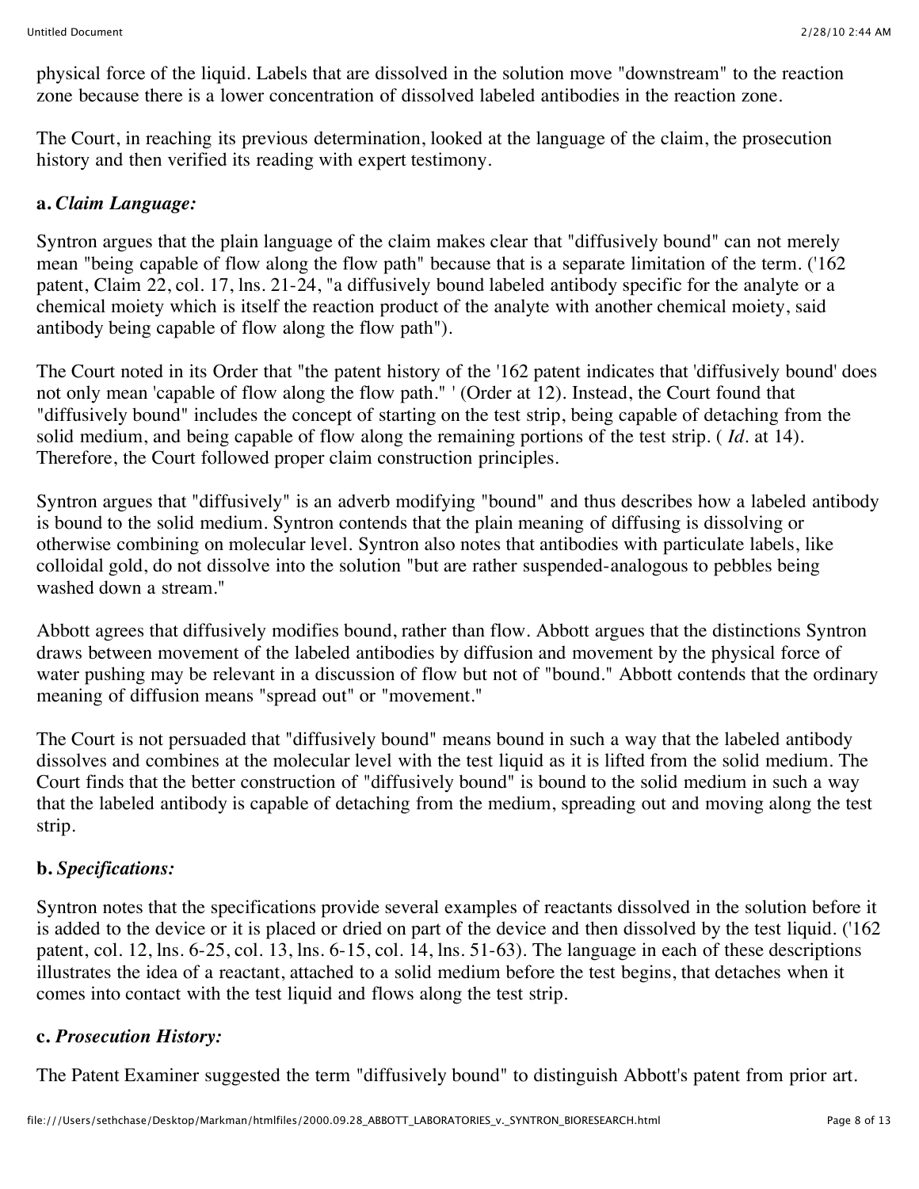physical force of the liquid. Labels that are dissolved in the solution move "downstream" to the reaction zone because there is a lower concentration of dissolved labeled antibodies in the reaction zone.

The Court, in reaching its previous determination, looked at the language of the claim, the prosecution history and then verified its reading with expert testimony.

**a.** ***Claim Language:***

Syntron argues that the plain language of the claim makes clear that "diffusively bound" can not merely mean "being capable of flow along the flow path" because that is a separate limitation of the term. ('162 patent, Claim 22, col. 17, lns. 21-24, "a diffusively bound labeled antibody specific for the analyte or a chemical moiety which is itself the reaction product of the analyte with another chemical moiety, said antibody being capable of flow along the flow path").

The Court noted in its Order that "the patent history of the '162 patent indicates that 'diffusively bound' does not only mean 'capable of flow along the flow path." ' (Order at 12). Instead, the Court found that "diffusively bound" includes the concept of starting on the test strip, being capable of detaching from the solid medium, and being capable of flow along the remaining portions of the test strip. ( *Id*. at 14). Therefore, the Court followed proper claim construction principles.

Syntron argues that "diffusively" is an adverb modifying "bound" and thus describes how a labeled antibody is bound to the solid medium. Syntron contends that the plain meaning of diffusing is dissolving or otherwise combining on molecular level. Syntron also notes that antibodies with particulate labels, like colloidal gold, do not dissolve into the solution "but are rather suspended-analogous to pebbles being washed down a stream."

Abbott agrees that diffusively modifies bound, rather than flow. Abbott argues that the distinctions Syntron draws between movement of the labeled antibodies by diffusion and movement by the physical force of water pushing may be relevant in a discussion of flow but not of "bound." Abbott contends that the ordinary meaning of diffusion means "spread out" or "movement."

The Court is not persuaded that "diffusively bound" means bound in such a way that the labeled antibody dissolves and combines at the molecular level with the test liquid as it is lifted from the solid medium. The Court finds that the better construction of "diffusively bound" is bound to the solid medium in such a way that the labeled antibody is capable of detaching from the medium, spreading out and moving along the test strip.

**b.** ***Specifications:***

Syntron notes that the specifications provide several examples of reactants dissolved in the solution before it is added to the device or it is placed or dried on part of the device and then dissolved by the test liquid. ('162 patent, col. 12, lns. 6-25, col. 13, lns. 6-15, col. 14, lns. 51-63). The language in each of these descriptions illustrates the idea of a reactant, attached to a solid medium before the test begins, that detaches when it comes into contact with the test liquid and flows along the test strip.

**c.** ***Prosecution History:***

The Patent Examiner suggested the term "diffusively bound" to distinguish Abbott's patent from prior art.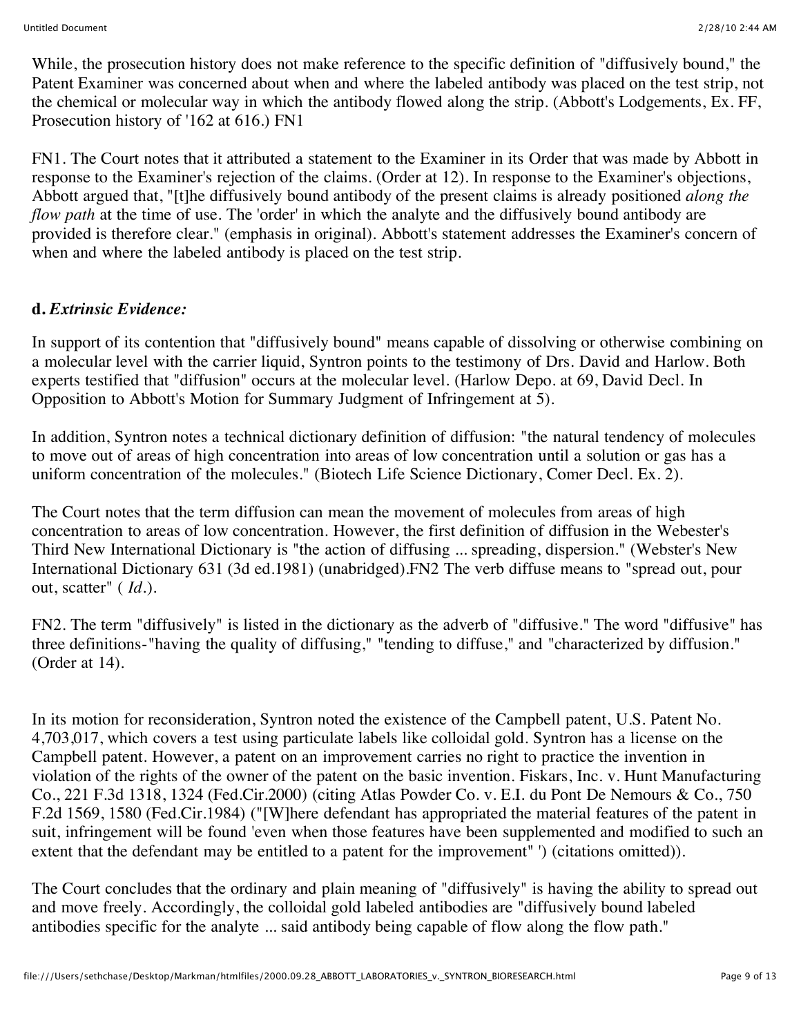While, the prosecution history does not make reference to the specific definition of "diffusively bound," the Patent Examiner was concerned about when and where the labeled antibody was placed on the test strip, not the chemical or molecular way in which the antibody flowed along the strip. (Abbott's Lodgements, Ex. FF, Prosecution history of '162 at 616.) FN1

FN1. The Court notes that it attributed a statement to the Examiner in its Order that was made by Abbott in response to the Examiner's rejection of the claims. (Order at 12). In response to the Examiner's objections, Abbott argued that, "[t]he diffusively bound antibody of the present claims is already positioned *along the flow path* at the time of use. The 'order' in which the analyte and the diffusively bound antibody are provided is therefore clear." (emphasis in original). Abbott's statement addresses the Examiner's concern of when and where the labeled antibody is placed on the test strip.

**d.** ***Extrinsic Evidence:***

In support of its contention that "diffusively bound" means capable of dissolving or otherwise combining on a molecular level with the carrier liquid, Syntron points to the testimony of Drs. David and Harlow. Both experts testified that "diffusion" occurs at the molecular level. (Harlow Depo. at 69, David Decl. In Opposition to Abbott's Motion for Summary Judgment of Infringement at 5).

In addition, Syntron notes a technical dictionary definition of diffusion: "the natural tendency of molecules to move out of areas of high concentration into areas of low concentration until a solution or gas has a uniform concentration of the molecules." (Biotech Life Science Dictionary, Comer Decl. Ex. 2).

The Court notes that the term diffusion can mean the movement of molecules from areas of high concentration to areas of low concentration. However, the first definition of diffusion in the Webester's Third New International Dictionary is "the action of diffusing ... spreading, dispersion." (Webster's New International Dictionary 631 (3d ed.1981) (unabridged).FN2 The verb diffuse means to "spread out, pour out, scatter" ( *Id.*).

FN2. The term "diffusively" is listed in the dictionary as the adverb of "diffusive." The word "diffusive" has three definitions-"having the quality of diffusing," "tending to diffuse," and "characterized by diffusion." (Order at 14).

In its motion for reconsideration, Syntron noted the existence of the Campbell patent, U.S. Patent No. 4,703,017, which covers a test using particulate labels like colloidal gold. Syntron has a license on the Campbell patent. However, a patent on an improvement carries no right to practice the invention in violation of the rights of the owner of the patent on the basic invention. Fiskars, Inc. v. Hunt Manufacturing Co., 221 F.3d 1318, 1324 (Fed.Cir.2000) (citing Atlas Powder Co. v. E.I. du Pont De Nemours & Co., 750 F.2d 1569, 1580 (Fed.Cir.1984) ("[W]here defendant has appropriated the material features of the patent in suit, infringement will be found 'even when those features have been supplemented and modified to such an extent that the defendant may be entitled to a patent for the improvement" ') (citations omitted)).

The Court concludes that the ordinary and plain meaning of "diffusively" is having the ability to spread out and move freely. Accordingly, the colloidal gold labeled antibodies are "diffusively bound labeled antibodies specific for the analyte ... said antibody being capable of flow along the flow path."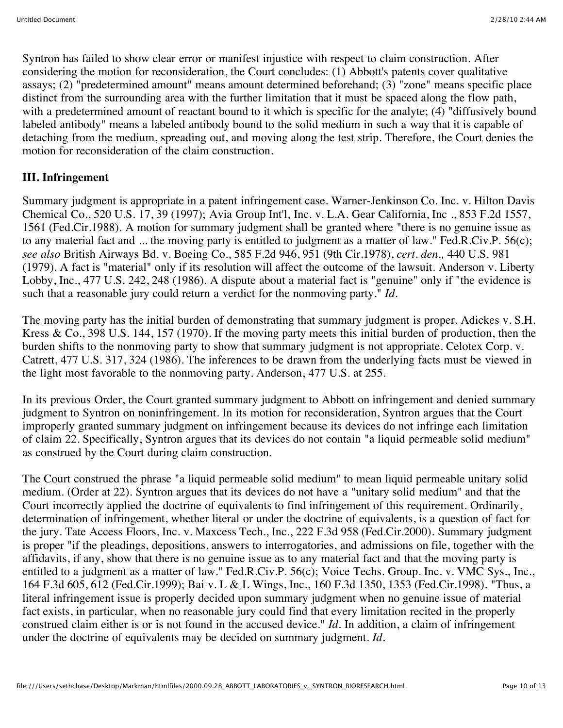Syntron has failed to show clear error or manifest injustice with respect to claim construction. After considering the motion for reconsideration, the Court concludes: (1) Abbott's patents cover qualitative assays; (2) "predetermined amount" means amount determined beforehand; (3) "zone" means specific place distinct from the surrounding area with the further limitation that it must be spaced along the flow path, with a predetermined amount of reactant bound to it which is specific for the analyte; (4) "diffusively bound labeled antibody" means a labeled antibody bound to the solid medium in such a way that it is capable of detaching from the medium, spreading out, and moving along the test strip. Therefore, the Court denies the motion for reconsideration of the claim construction.

## III. Infringement

Summary judgment is appropriate in a patent infringement case. Warner-Jenkinson Co. Inc. v. Hilton Davis Chemical Co., 520 U.S. 17, 39 (1997); Avia Group Int'l, Inc. v. L.A. Gear California, Inc ., 853 F.2d 1557, 1561 (Fed.Cir.1988). A motion for summary judgment shall be granted where "there is no genuine issue as to any material fact and ... the moving party is entitled to judgment as a matter of law." Fed.R.Civ.P. 56(c); *see also* British Airways Bd. v. Boeing Co., 585 F.2d 946, 951 (9th Cir.1978), *cert. den.,* 440 U.S. 981 (1979). A fact is "material" only if its resolution will affect the outcome of the lawsuit. Anderson v. Liberty Lobby, Inc., 477 U.S. 242, 248 (1986). A dispute about a material fact is "genuine" only if "the evidence is such that a reasonable jury could return a verdict for the nonmoving party." *Id.*

The moving party has the initial burden of demonstrating that summary judgment is proper. Adickes v. S.H. Kress & Co., 398 U.S. 144, 157 (1970). If the moving party meets this initial burden of production, then the burden shifts to the nonmoving party to show that summary judgment is not appropriate. Celotex Corp. v. Catrett, 477 U.S. 317, 324 (1986). The inferences to be drawn from the underlying facts must be viewed in the light most favorable to the nonmoving party. Anderson, 477 U.S. at 255.

In its previous Order, the Court granted summary judgment to Abbott on infringement and denied summary judgment to Syntron on noninfringement. In its motion for reconsideration, Syntron argues that the Court improperly granted summary judgment on infringement because its devices do not infringe each limitation of claim 22. Specifically, Syntron argues that its devices do not contain "a liquid permeable solid medium" as construed by the Court during claim construction.

The Court construed the phrase "a liquid permeable solid medium" to mean liquid permeable unitary solid medium. (Order at 22). Syntron argues that its devices do not have a "unitary solid medium" and that the Court incorrectly applied the doctrine of equivalents to find infringement of this requirement. Ordinarily, determination of infringement, whether literal or under the doctrine of equivalents, is a question of fact for the jury. Tate Access Floors, Inc. v. Maxcess Tech., Inc., 222 F.3d 958 (Fed.Cir.2000). Summary judgment is proper "if the pleadings, depositions, answers to interrogatories, and admissions on file, together with the affidavits, if any, show that there is no genuine issue as to any material fact and that the moving party is entitled to a judgment as a matter of law." Fed.R.Civ.P. 56(c); Voice Techs. Group. Inc. v. VMC Sys., Inc., 164 F.3d 605, 612 (Fed.Cir.1999); Bai v. L & L Wings, Inc., 160 F.3d 1350, 1353 (Fed.Cir.1998). "Thus, a literal infringement issue is properly decided upon summary judgment when no genuine issue of material fact exists, in particular, when no reasonable jury could find that every limitation recited in the properly construed claim either is or is not found in the accused device." *Id.* In addition, a claim of infringement under the doctrine of equivalents may be decided on summary judgment. *Id.*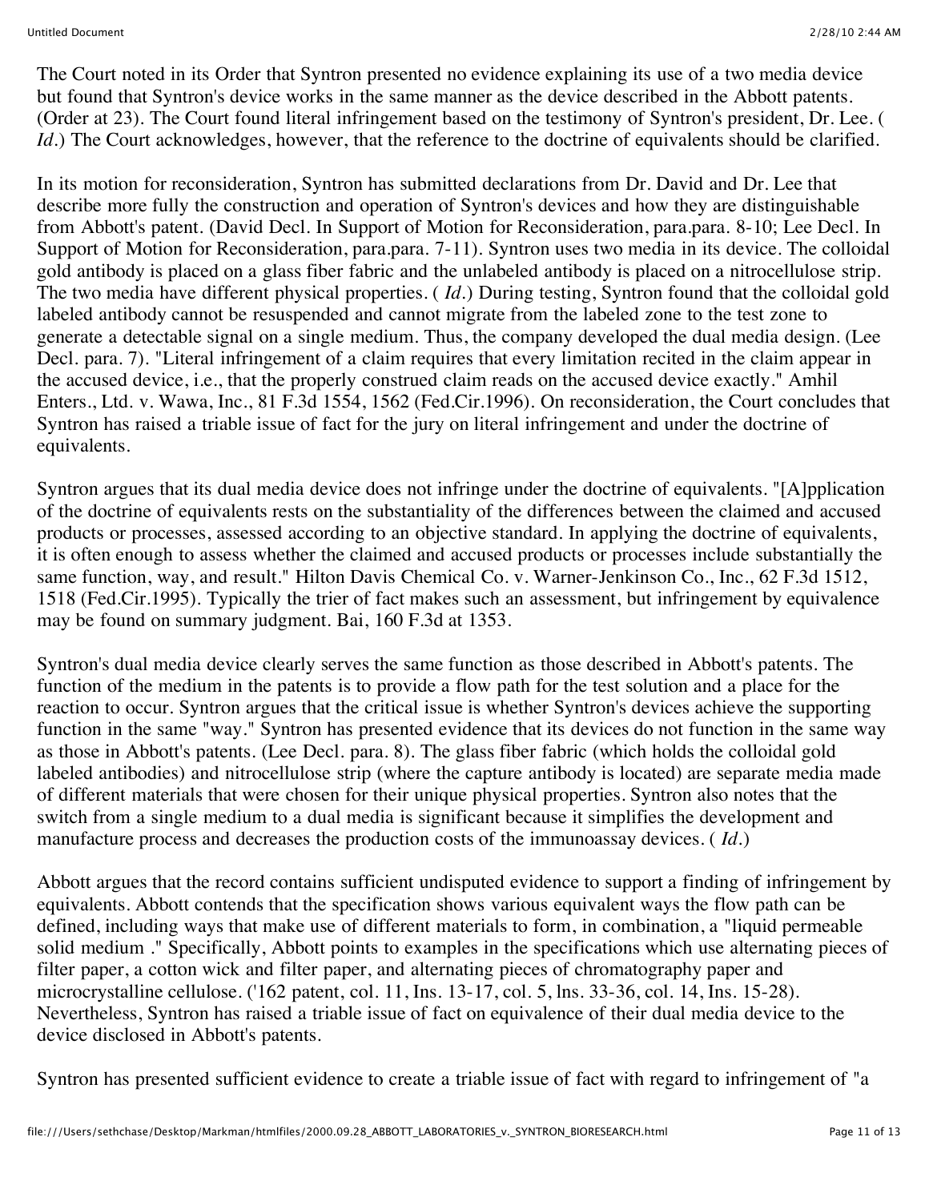The Court noted in its Order that Syntron presented no evidence explaining its use of a two media device but found that Syntron's device works in the same manner as the device described in the Abbott patents. (Order at 23). The Court found literal infringement based on the testimony of Syntron's president, Dr. Lee. ( *Id.*) The Court acknowledges, however, that the reference to the doctrine of equivalents should be clarified.

In its motion for reconsideration, Syntron has submitted declarations from Dr. David and Dr. Lee that describe more fully the construction and operation of Syntron's devices and how they are distinguishable from Abbott's patent. (David Decl. In Support of Motion for Reconsideration, para.para. 8-10; Lee Decl. In Support of Motion for Reconsideration, para.para. 7-11). Syntron uses two media in its device. The colloidal gold antibody is placed on a glass fiber fabric and the unlabeled antibody is placed on a nitrocellulose strip. The two media have different physical properties. ( *Id.*) During testing, Syntron found that the colloidal gold labeled antibody cannot be resuspended and cannot migrate from the labeled zone to the test zone to generate a detectable signal on a single medium. Thus, the company developed the dual media design. (Lee Decl. para. 7). "Literal infringement of a claim requires that every limitation recited in the claim appear in the accused device, i.e., that the properly construed claim reads on the accused device exactly." Amhil Enters., Ltd. v. Wawa, Inc., 81 F.3d 1554, 1562 (Fed.Cir.1996). On reconsideration, the Court concludes that Syntron has raised a triable issue of fact for the jury on literal infringement and under the doctrine of equivalents.

Syntron argues that its dual media device does not infringe under the doctrine of equivalents. "[A]pplication of the doctrine of equivalents rests on the substantiality of the differences between the claimed and accused products or processes, assessed according to an objective standard. In applying the doctrine of equivalents, it is often enough to assess whether the claimed and accused products or processes include substantially the same function, way, and result." Hilton Davis Chemical Co. v. Warner-Jenkinson Co., Inc., 62 F.3d 1512, 1518 (Fed.Cir.1995). Typically the trier of fact makes such an assessment, but infringement by equivalence may be found on summary judgment. Bai, 160 F.3d at 1353.

Syntron's dual media device clearly serves the same function as those described in Abbott's patents. The function of the medium in the patents is to provide a flow path for the test solution and a place for the reaction to occur. Syntron argues that the critical issue is whether Syntron's devices achieve the supporting function in the same "way." Syntron has presented evidence that its devices do not function in the same way as those in Abbott's patents. (Lee Decl. para. 8). The glass fiber fabric (which holds the colloidal gold labeled antibodies) and nitrocellulose strip (where the capture antibody is located) are separate media made of different materials that were chosen for their unique physical properties. Syntron also notes that the switch from a single medium to a dual media is significant because it simplifies the development and manufacture process and decreases the production costs of the immunoassay devices. ( *Id.*)

Abbott argues that the record contains sufficient undisputed evidence to support a finding of infringement by equivalents. Abbott contends that the specification shows various equivalent ways the flow path can be defined, including ways that make use of different materials to form, in combination, a "liquid permeable solid medium ." Specifically, Abbott points to examples in the specifications which use alternating pieces of filter paper, a cotton wick and filter paper, and alternating pieces of chromatography paper and microcrystalline cellulose. ('162 patent, col. 11, Ins. 13-17, col. 5, lns. 33-36, col. 14, Ins. 15-28). Nevertheless, Syntron has raised a triable issue of fact on equivalence of their dual media device to the device disclosed in Abbott's patents.

Syntron has presented sufficient evidence to create a triable issue of fact with regard to infringement of "a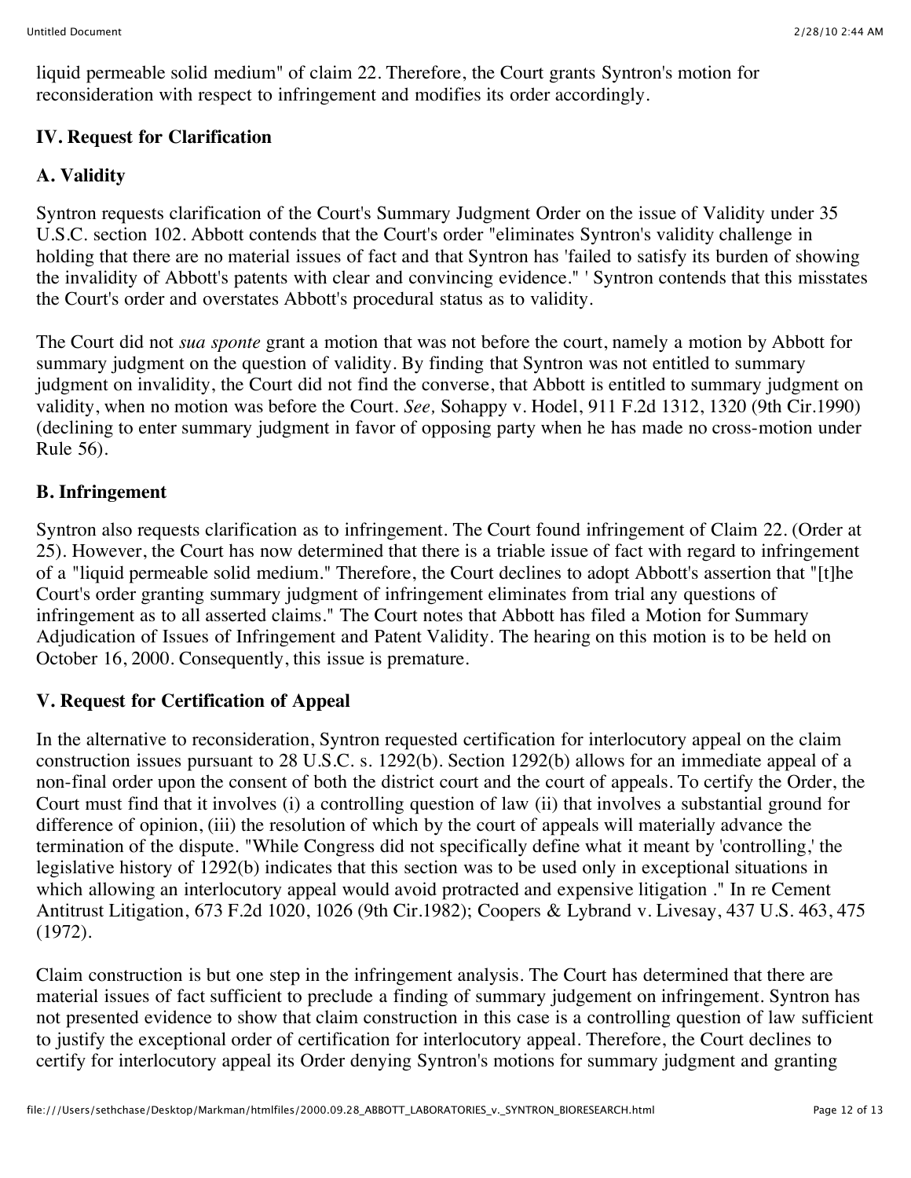liquid permeable solid medium" of claim 22. Therefore, the Court grants Syntron's motion for reconsideration with respect to infringement and modifies its order accordingly.

## IV. Request for Clarification

### A. Validity

Syntron requests clarification of the Court's Summary Judgment Order on the issue of Validity under 35 U.S.C. section 102. Abbott contends that the Court's order "eliminates Syntron's validity challenge in holding that there are no material issues of fact and that Syntron has 'failed to satisfy its burden of showing the invalidity of Abbott's patents with clear and convincing evidence." ' Syntron contends that this misstates the Court's order and overstates Abbott's procedural status as to validity.

The Court did not *sua sponte* grant a motion that was not before the court, namely a motion by Abbott for summary judgment on the question of validity. By finding that Syntron was not entitled to summary judgment on invalidity, the Court did not find the converse, that Abbott is entitled to summary judgment on validity, when no motion was before the Court. *See,* Sohappy v. Hodel, 911 F.2d 1312, 1320 (9th Cir.1990) (declining to enter summary judgment in favor of opposing party when he has made no cross-motion under Rule 56).

### B. Infringement

Syntron also requests clarification as to infringement. The Court found infringement of Claim 22. (Order at 25). However, the Court has now determined that there is a triable issue of fact with regard to infringement of a "liquid permeable solid medium." Therefore, the Court declines to adopt Abbott's assertion that "[t]he Court's order granting summary judgment of infringement eliminates from trial any questions of infringement as to all asserted claims." The Court notes that Abbott has filed a Motion for Summary Adjudication of Issues of Infringement and Patent Validity. The hearing on this motion is to be held on October 16, 2000. Consequently, this issue is premature.

## V. Request for Certification of Appeal

In the alternative to reconsideration, Syntron requested certification for interlocutory appeal on the claim construction issues pursuant to 28 U.S.C. s. 1292(b). Section 1292(b) allows for an immediate appeal of a non-final order upon the consent of both the district court and the court of appeals. To certify the Order, the Court must find that it involves (i) a controlling question of law (ii) that involves a substantial ground for difference of opinion, (iii) the resolution of which by the court of appeals will materially advance the termination of the dispute. "While Congress did not specifically define what it meant by 'controlling,' the legislative history of 1292(b) indicates that this section was to be used only in exceptional situations in which allowing an interlocutory appeal would avoid protracted and expensive litigation ." In re Cement Antitrust Litigation, 673 F.2d 1020, 1026 (9th Cir.1982); Coopers & Lybrand v. Livesay, 437 U.S. 463, 475 (1972).

Claim construction is but one step in the infringement analysis. The Court has determined that there are material issues of fact sufficient to preclude a finding of summary judgement on infringement. Syntron has not presented evidence to show that claim construction in this case is a controlling question of law sufficient to justify the exceptional order of certification for interlocutory appeal. Therefore, the Court declines to certify for interlocutory appeal its Order denying Syntron's motions for summary judgment and granting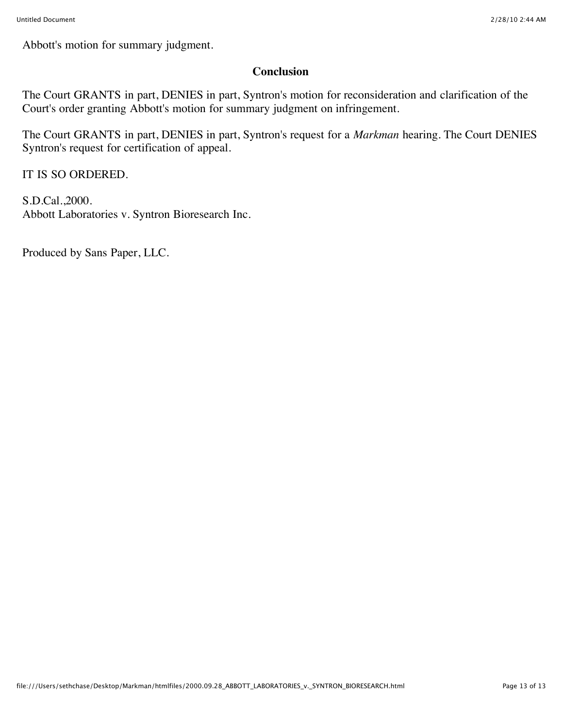Abbott's motion for summary judgment.

## Conclusion

The Court GRANTS in part, DENIES in part, Syntron's motion for reconsideration and clarification of the Court's order granting Abbott's motion for summary judgment on infringement.

The Court GRANTS in part, DENIES in part, Syntron's request for a *Markman* hearing. The Court DENIES Syntron's request for certification of appeal.

IT IS SO ORDERED.

S.D.Cal.,2000.
Abbott Laboratories v. Syntron Bioresearch Inc.

Produced by Sans Paper, LLC.